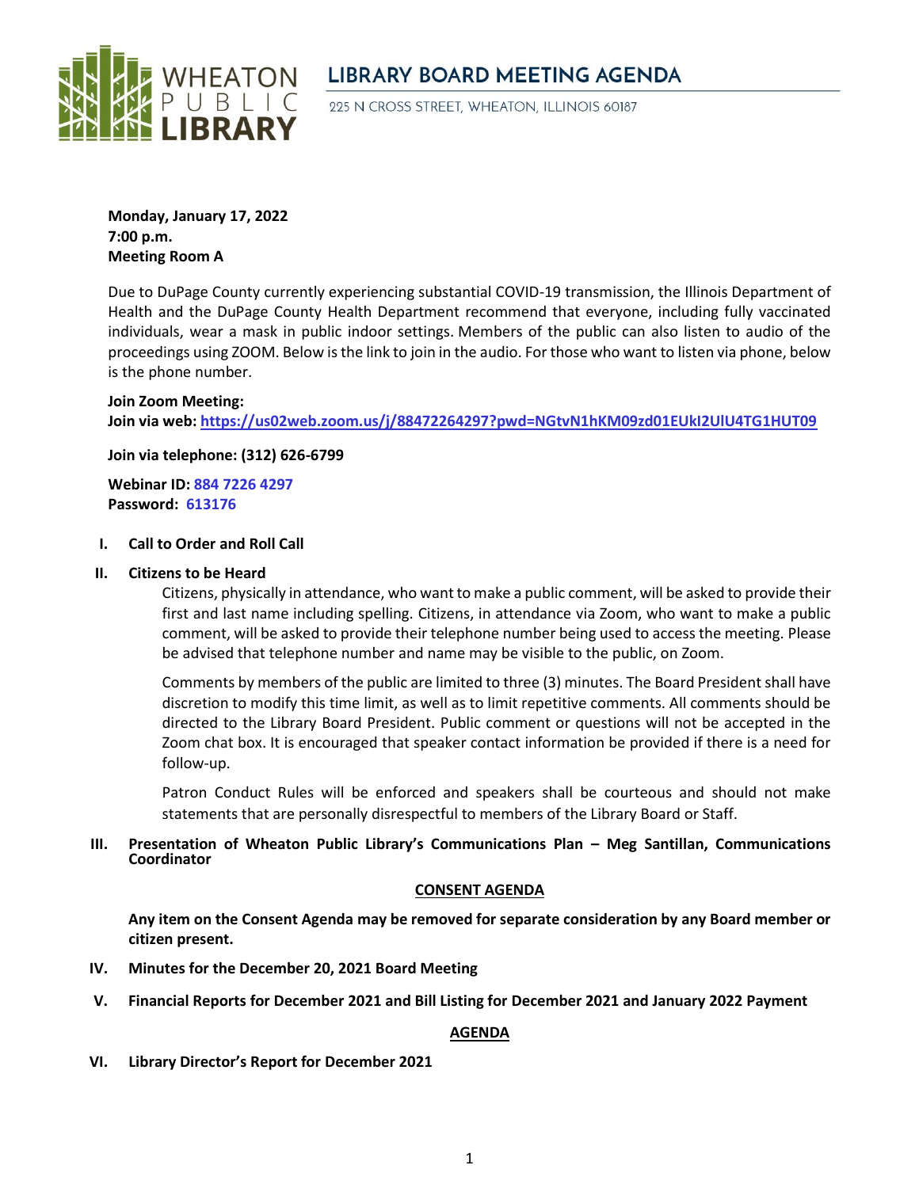# LIBRARY BOARD MEETING AGENDA

225 N CROSS STREET, WHEATON, ILLINOIS 60187

**Monday, January 17, 2022**
**7:00 p.m.**
**Meeting Room A**

Due to DuPage County currently experiencing substantial COVID-19 transmission, the Illinois Department of Health and the DuPage County Health Department recommend that everyone, including fully vaccinated individuals, wear a mask in public indoor settings. Members of the public can also listen to audio of the proceedings using ZOOM. Below is the link to join in the audio. For those who want to listen via phone, below is the phone number.

**Join Zoom Meeting:**
**Join via web: https://us02web.zoom.us/j/88472264297?pwd=NGtvN1hKM09zd01EUkI2UlU4TG1HUT09**

**Join via telephone: (312) 626-6799**

**Webinar ID: 884 7226 4297**
**Password: 613176**

**I. Call to Order and Roll Call**

**II. Citizens to be Heard**

Citizens, physically in attendance, who want to make a public comment, will be asked to provide their first and last name including spelling. Citizens, in attendance via Zoom, who want to make a public comment, will be asked to provide their telephone number being used to access the meeting. Please be advised that telephone number and name may be visible to the public, on Zoom.

Comments by members of the public are limited to three (3) minutes. The Board President shall have discretion to modify this time limit, as well as to limit repetitive comments. All comments should be directed to the Library Board President. Public comment or questions will not be accepted in the Zoom chat box. It is encouraged that speaker contact information be provided if there is a need for follow-up.

Patron Conduct Rules will be enforced and speakers shall be courteous and should not make statements that are personally disrespectful to members of the Library Board or Staff.

**III. Presentation of Wheaton Public Library's Communications Plan – Meg Santillan, Communications Coordinator**

**CONSENT AGENDA**

**Any item on the Consent Agenda may be removed for separate consideration by any Board member or citizen present.**

**IV. Minutes for the December 20, 2021 Board Meeting**

**V. Financial Reports for December 2021 and Bill Listing for December 2021 and January 2022 Payment**

**AGENDA**

**VI. Library Director's Report for December 2021**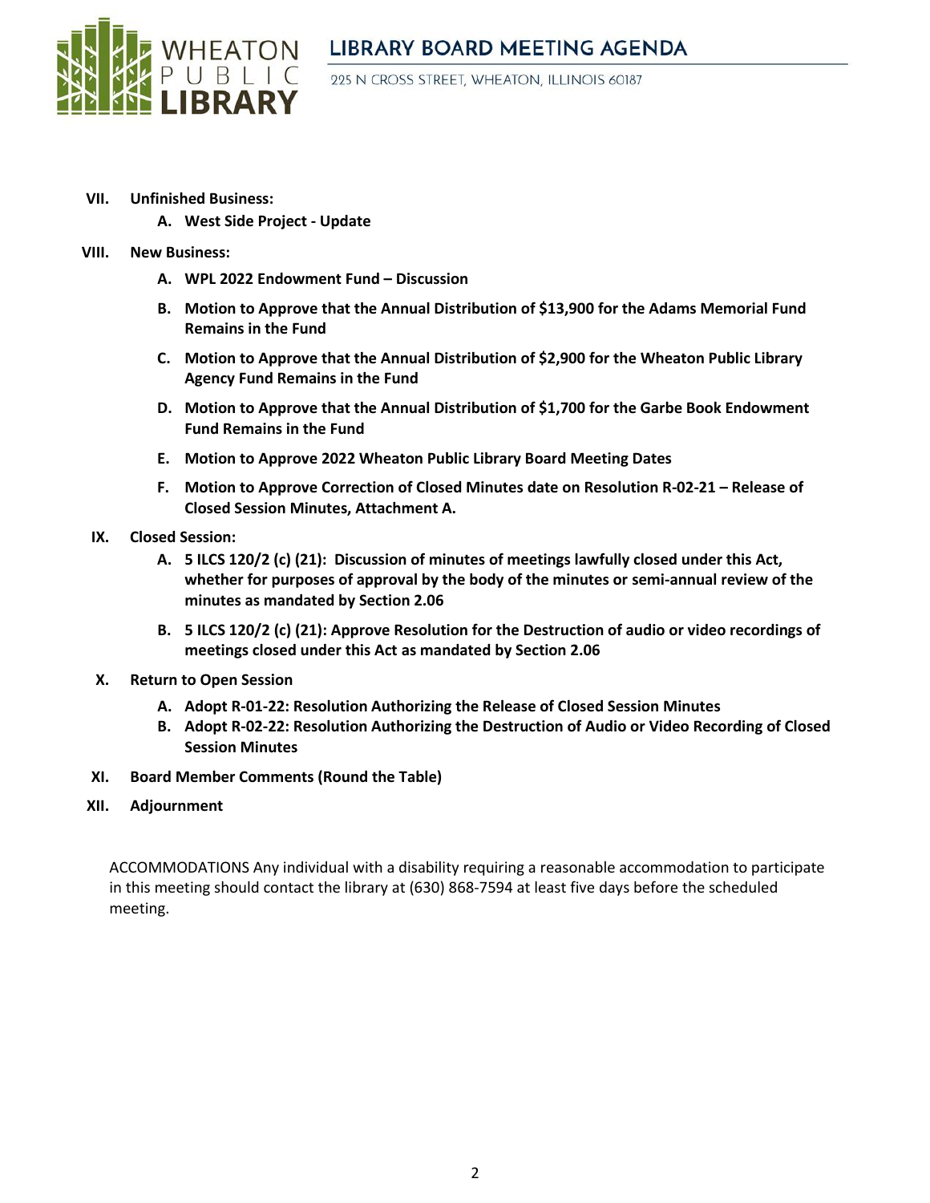# LIBRARY BOARD MEETING AGENDA

225 N CROSS STREET, WHEATON, ILLINOIS 60187

**VII. Unfinished Business:**

   **A. West Side Project - Update**

**VIII. New Business:**

   **A. WPL 2022 Endowment Fund – Discussion**

   **B. Motion to Approve that the Annual Distribution of $13,900 for the Adams Memorial Fund Remains in the Fund**

   **C. Motion to Approve that the Annual Distribution of $2,900 for the Wheaton Public Library Agency Fund Remains in the Fund**

   **D. Motion to Approve that the Annual Distribution of $1,700 for the Garbe Book Endowment Fund Remains in the Fund**

   **E. Motion to Approve 2022 Wheaton Public Library Board Meeting Dates**

   **F. Motion to Approve Correction of Closed Minutes date on Resolution R-02-21 – Release of Closed Session Minutes, Attachment A.**

**IX. Closed Session:**

   **A. 5 ILCS 120/2 (c) (21): Discussion of minutes of meetings lawfully closed under this Act, whether for purposes of approval by the body of the minutes or semi-annual review of the minutes as mandated by Section 2.06**

   **B. 5 ILCS 120/2 (c) (21): Approve Resolution for the Destruction of audio or video recordings of meetings closed under this Act as mandated by Section 2.06**

**X. Return to Open Session**

   **A. Adopt R-01-22: Resolution Authorizing the Release of Closed Session Minutes**

   **B. Adopt R-02-22: Resolution Authorizing the Destruction of Audio or Video Recording of Closed Session Minutes**

**XI. Board Member Comments (Round the Table)**

**XII. Adjournment**

ACCOMMODATIONS Any individual with a disability requiring a reasonable accommodation to participate in this meeting should contact the library at (630) 868-7594 at least five days before the scheduled meeting.